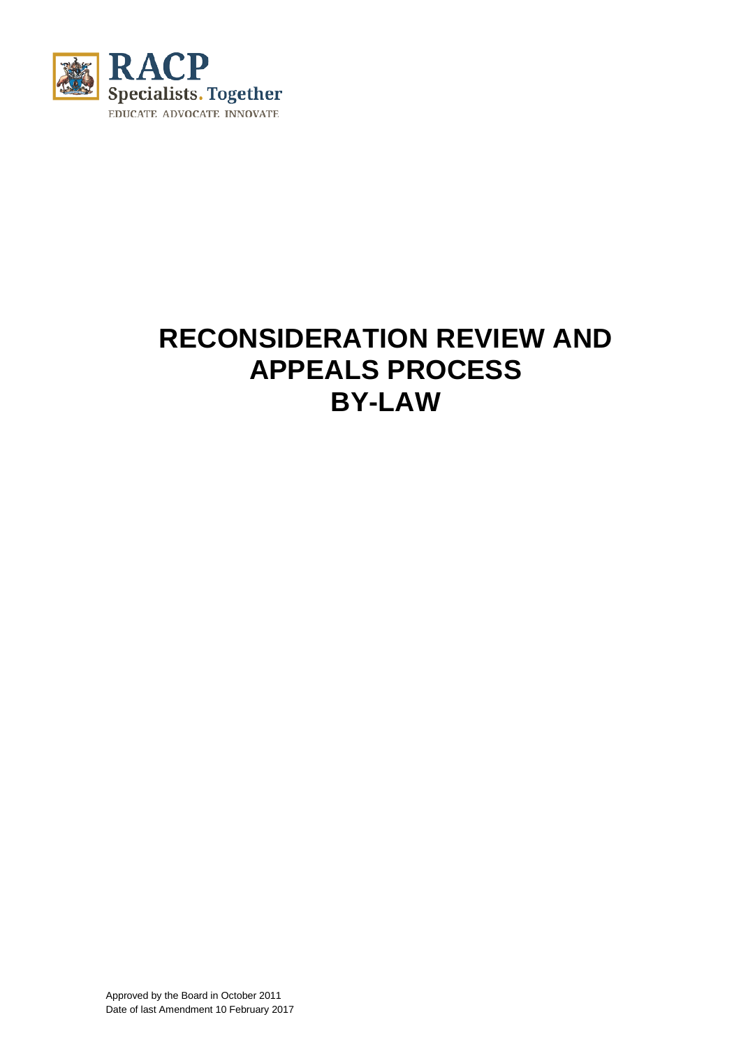RACP
Specialists. Together
EDUCATE ADVOCATE INNOVATE

# RECONSIDERATION REVIEW AND APPEALS PROCESS BY-LAW

Approved by the Board in October 2011
Date of last Amendment 10 February 2017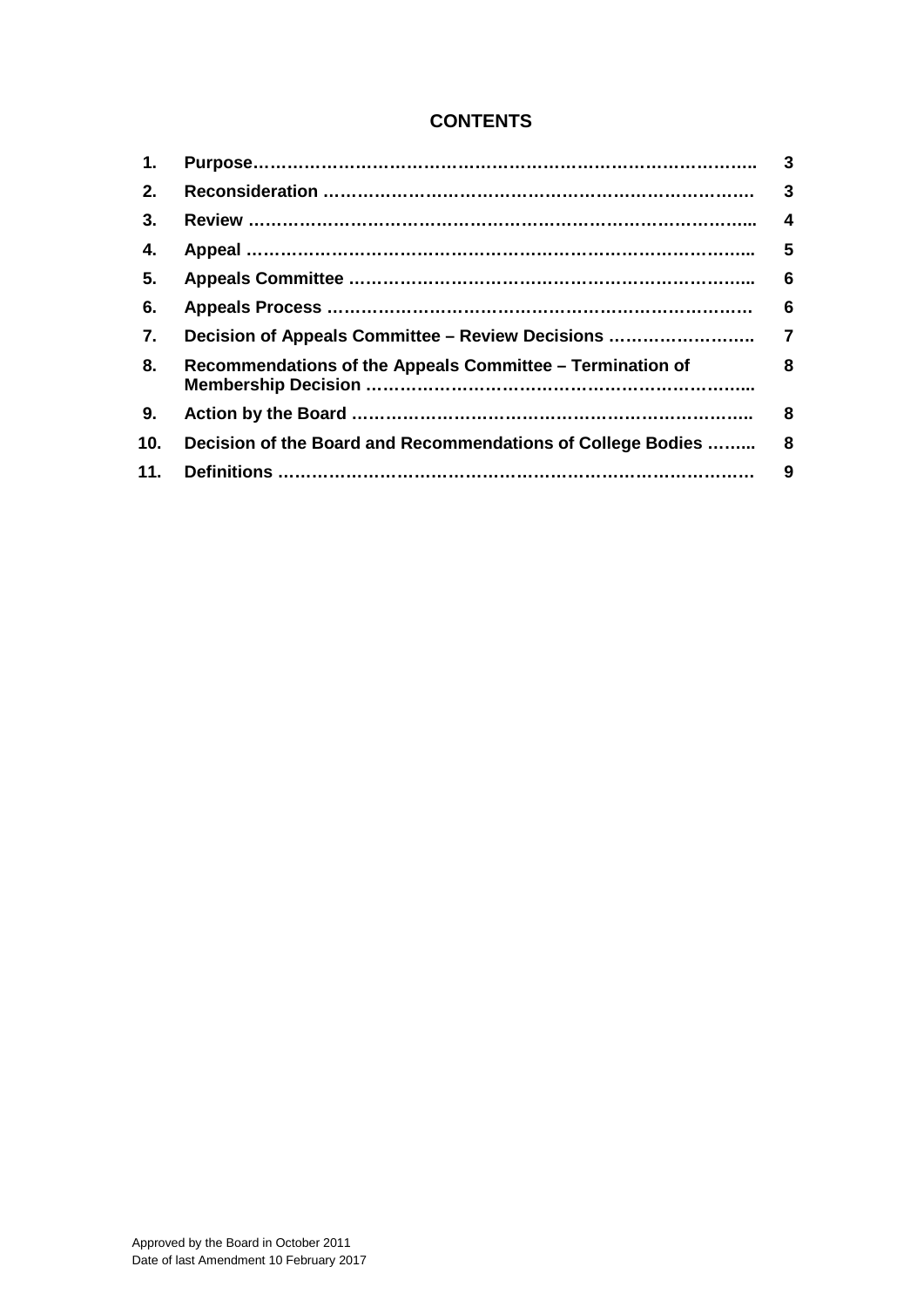## CONTENTS

| | | |
|---|---|---|
| **1.** | **Purpose……………………………………………………………………………..** | **3** |
| **2.** | **Reconsideration ………………………………………………………………….** | **3** |
| **3.** | **Review ……………………………………………………………………………...** | **4** |
| **4.** | **Appeal ……………………………………………………………………………..** | **5** |
| **5.** | **Appeals Committee ……………………………………………………………...** | **6** |
| **6.** | **Appeals Process …………………………………………………………………** | **6** |
| **7.** | **Decision of Appeals Committee – Review Decisions ……………………..** | **7** |
| **8.** | **Recommendations of the Appeals Committee – Termination of Membership Decision …………………………………………………………...** | **8** |
| **9.** | **Action by the Board ……………………………………………………………..** | **8** |
| **10.** | **Decision of the Board and Recommendations of College Bodies ……...** | **8** |
| **11.** | **Definitions …………………………………………………………………………** | **9** |

Approved by the Board in October 2011
Date of last Amendment 10 February 2017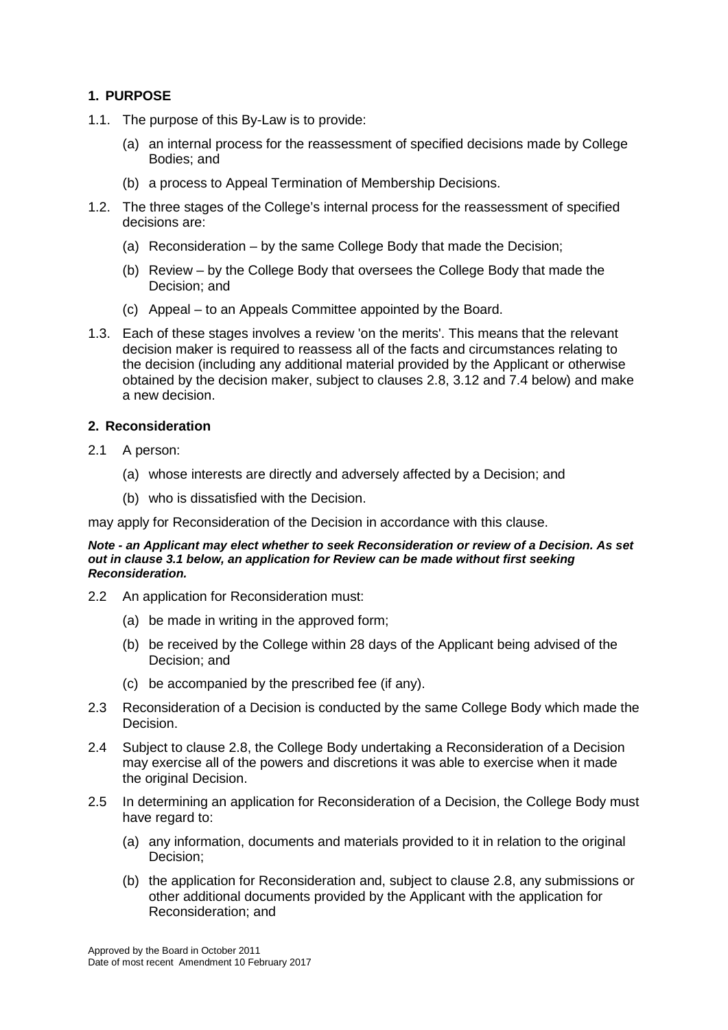## 1. PURPOSE

1.1. The purpose of this By-Law is to provide:

(a) an internal process for the reassessment of specified decisions made by College Bodies; and

(b) a process to Appeal Termination of Membership Decisions.

1.2. The three stages of the College's internal process for the reassessment of specified decisions are:

(a) Reconsideration – by the same College Body that made the Decision;

(b) Review – by the College Body that oversees the College Body that made the Decision; and

(c) Appeal – to an Appeals Committee appointed by the Board.

1.3. Each of these stages involves a review 'on the merits'. This means that the relevant decision maker is required to reassess all of the facts and circumstances relating to the decision (including any additional material provided by the Applicant or otherwise obtained by the decision maker, subject to clauses 2.8, 3.12 and 7.4 below) and make a new decision.

## 2. Reconsideration

2.1 A person:

(a) whose interests are directly and adversely affected by a Decision; and

(b) who is dissatisfied with the Decision.

may apply for Reconsideration of the Decision in accordance with this clause.

***Note - an Applicant may elect whether to seek Reconsideration or review of a Decision. As set out in clause 3.1 below, an application for Review can be made without first seeking Reconsideration.***

2.2 An application for Reconsideration must:

(a) be made in writing in the approved form;

(b) be received by the College within 28 days of the Applicant being advised of the Decision; and

(c) be accompanied by the prescribed fee (if any).

2.3 Reconsideration of a Decision is conducted by the same College Body which made the Decision.

2.4 Subject to clause 2.8, the College Body undertaking a Reconsideration of a Decision may exercise all of the powers and discretions it was able to exercise when it made the original Decision.

2.5 In determining an application for Reconsideration of a Decision, the College Body must have regard to:

(a) any information, documents and materials provided to it in relation to the original Decision;

(b) the application for Reconsideration and, subject to clause 2.8, any submissions or other additional documents provided by the Applicant with the application for Reconsideration; and

Approved by the Board in October 2011
Date of most recent Amendment 10 February 2017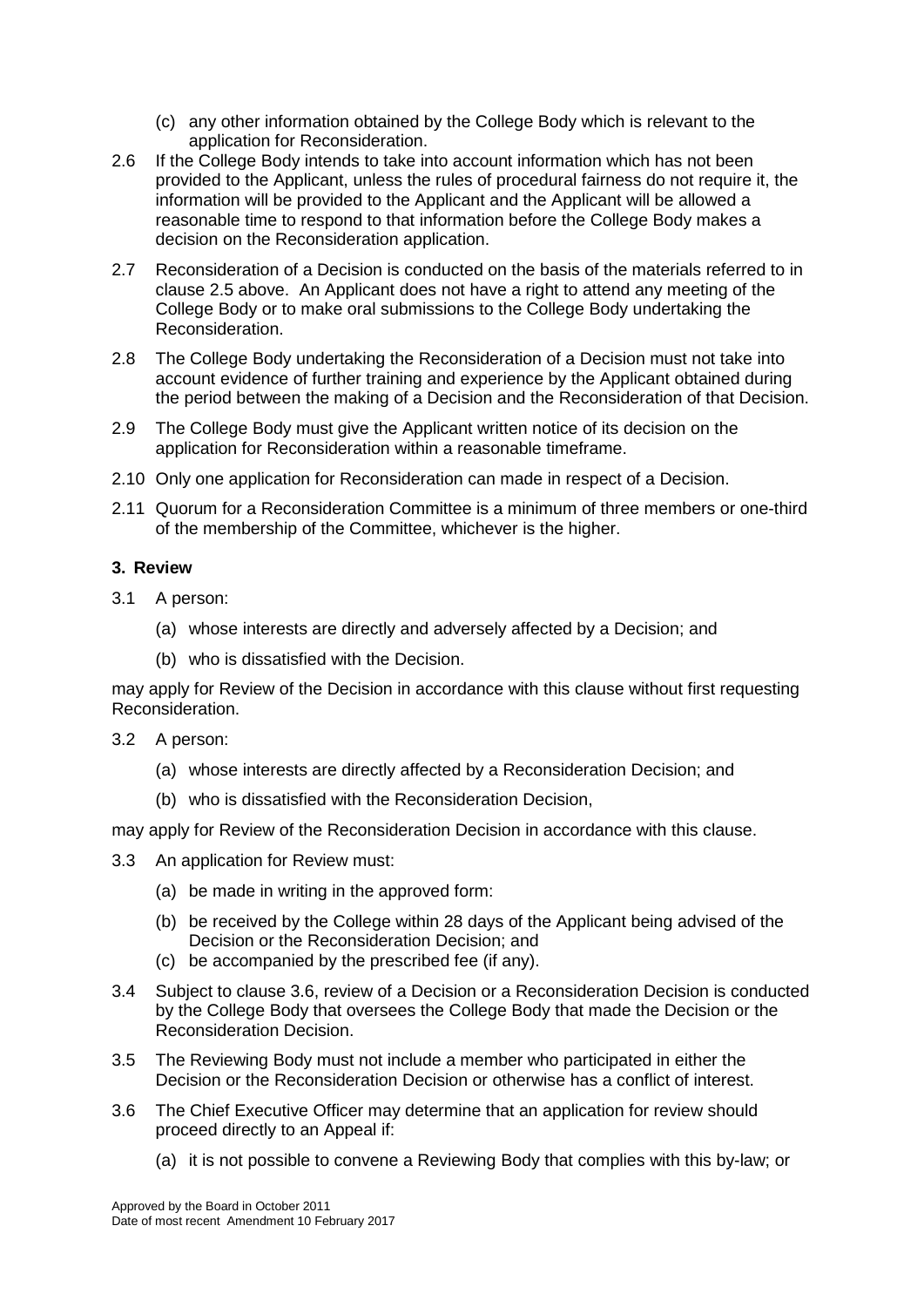(c) any other information obtained by the College Body which is relevant to the application for Reconsideration.

2.6 If the College Body intends to take into account information which has not been provided to the Applicant, unless the rules of procedural fairness do not require it, the information will be provided to the Applicant and the Applicant will be allowed a reasonable time to respond to that information before the College Body makes a decision on the Reconsideration application.

2.7 Reconsideration of a Decision is conducted on the basis of the materials referred to in clause 2.5 above. An Applicant does not have a right to attend any meeting of the College Body or to make oral submissions to the College Body undertaking the Reconsideration.

2.8 The College Body undertaking the Reconsideration of a Decision must not take into account evidence of further training and experience by the Applicant obtained during the period between the making of a Decision and the Reconsideration of that Decision.

2.9 The College Body must give the Applicant written notice of its decision on the application for Reconsideration within a reasonable timeframe.

2.10 Only one application for Reconsideration can made in respect of a Decision.

2.11 Quorum for a Reconsideration Committee is a minimum of three members or one-third of the membership of the Committee, whichever is the higher.

### 3. Review

3.1 A person:

(a) whose interests are directly and adversely affected by a Decision; and

(b) who is dissatisfied with the Decision.

may apply for Review of the Decision in accordance with this clause without first requesting Reconsideration.

3.2 A person:

(a) whose interests are directly affected by a Reconsideration Decision; and

(b) who is dissatisfied with the Reconsideration Decision,

may apply for Review of the Reconsideration Decision in accordance with this clause.

3.3 An application for Review must:

(a) be made in writing in the approved form:

(b) be received by the College within 28 days of the Applicant being advised of the Decision or the Reconsideration Decision; and

(c) be accompanied by the prescribed fee (if any).

3.4 Subject to clause 3.6, review of a Decision or a Reconsideration Decision is conducted by the College Body that oversees the College Body that made the Decision or the Reconsideration Decision.

3.5 The Reviewing Body must not include a member who participated in either the Decision or the Reconsideration Decision or otherwise has a conflict of interest.

3.6 The Chief Executive Officer may determine that an application for review should proceed directly to an Appeal if:

(a) it is not possible to convene a Reviewing Body that complies with this by-law; or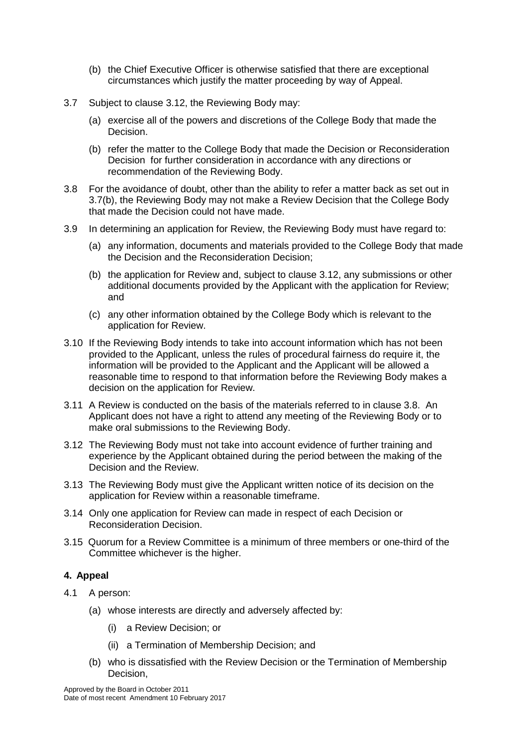(b) the Chief Executive Officer is otherwise satisfied that there are exceptional circumstances which justify the matter proceeding by way of Appeal.

3.7 Subject to clause 3.12, the Reviewing Body may:

(a) exercise all of the powers and discretions of the College Body that made the Decision.

(b) refer the matter to the College Body that made the Decision or Reconsideration Decision for further consideration in accordance with any directions or recommendation of the Reviewing Body.

3.8 For the avoidance of doubt, other than the ability to refer a matter back as set out in 3.7(b), the Reviewing Body may not make a Review Decision that the College Body that made the Decision could not have made.

3.9 In determining an application for Review, the Reviewing Body must have regard to:

(a) any information, documents and materials provided to the College Body that made the Decision and the Reconsideration Decision;

(b) the application for Review and, subject to clause 3.12, any submissions or other additional documents provided by the Applicant with the application for Review; and

(c) any other information obtained by the College Body which is relevant to the application for Review.

3.10 If the Reviewing Body intends to take into account information which has not been provided to the Applicant, unless the rules of procedural fairness do require it, the information will be provided to the Applicant and the Applicant will be allowed a reasonable time to respond to that information before the Reviewing Body makes a decision on the application for Review.

3.11 A Review is conducted on the basis of the materials referred to in clause 3.8. An Applicant does not have a right to attend any meeting of the Reviewing Body or to make oral submissions to the Reviewing Body.

3.12 The Reviewing Body must not take into account evidence of further training and experience by the Applicant obtained during the period between the making of the Decision and the Review.

3.13 The Reviewing Body must give the Applicant written notice of its decision on the application for Review within a reasonable timeframe.

3.14 Only one application for Review can made in respect of each Decision or Reconsideration Decision.

3.15 Quorum for a Review Committee is a minimum of three members or one-third of the Committee whichever is the higher.

#### 4. Appeal

4.1 A person:

(a) whose interests are directly and adversely affected by:

(i) a Review Decision; or

(ii) a Termination of Membership Decision; and

(b) who is dissatisfied with the Review Decision or the Termination of Membership Decision,

Approved by the Board in October 2011
Date of most recent Amendment 10 February 2017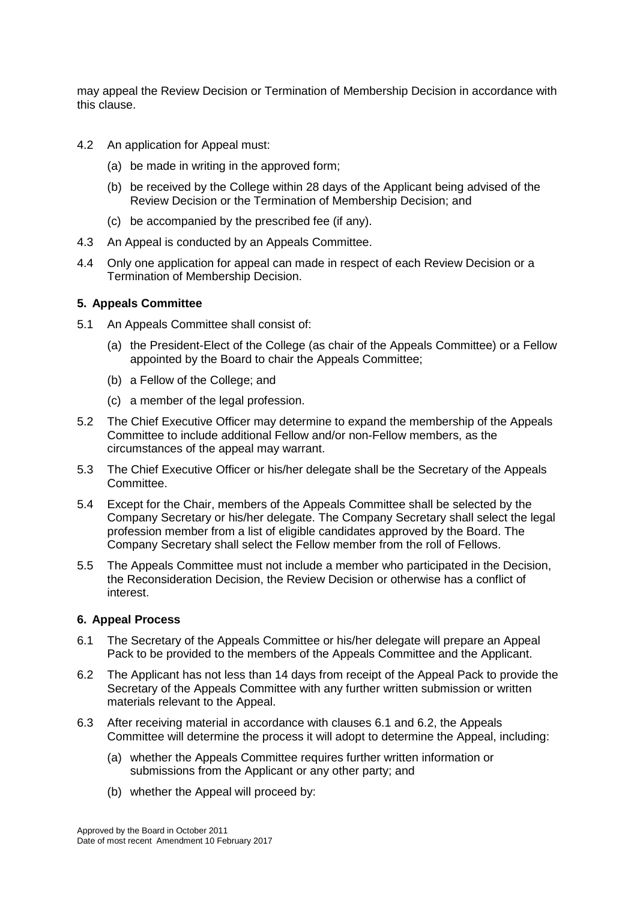may appeal the Review Decision or Termination of Membership Decision in accordance with this clause.

4.2 An application for Appeal must:

(a) be made in writing in the approved form;

(b) be received by the College within 28 days of the Applicant being advised of the Review Decision or the Termination of Membership Decision; and

(c) be accompanied by the prescribed fee (if any).

4.3 An Appeal is conducted by an Appeals Committee.

4.4 Only one application for appeal can made in respect of each Review Decision or a Termination of Membership Decision.

**5. Appeals Committee**

5.1 An Appeals Committee shall consist of:

(a) the President-Elect of the College (as chair of the Appeals Committee) or a Fellow appointed by the Board to chair the Appeals Committee;

(b) a Fellow of the College; and

(c) a member of the legal profession.

5.2 The Chief Executive Officer may determine to expand the membership of the Appeals Committee to include additional Fellow and/or non-Fellow members, as the circumstances of the appeal may warrant.

5.3 The Chief Executive Officer or his/her delegate shall be the Secretary of the Appeals Committee.

5.4 Except for the Chair, members of the Appeals Committee shall be selected by the Company Secretary or his/her delegate. The Company Secretary shall select the legal profession member from a list of eligible candidates approved by the Board. The Company Secretary shall select the Fellow member from the roll of Fellows.

5.5 The Appeals Committee must not include a member who participated in the Decision, the Reconsideration Decision, the Review Decision or otherwise has a conflict of interest.

**6. Appeal Process**

6.1 The Secretary of the Appeals Committee or his/her delegate will prepare an Appeal Pack to be provided to the members of the Appeals Committee and the Applicant.

6.2 The Applicant has not less than 14 days from receipt of the Appeal Pack to provide the Secretary of the Appeals Committee with any further written submission or written materials relevant to the Appeal.

6.3 After receiving material in accordance with clauses 6.1 and 6.2, the Appeals Committee will determine the process it will adopt to determine the Appeal, including:

(a) whether the Appeals Committee requires further written information or submissions from the Applicant or any other party; and

(b) whether the Appeal will proceed by:

Approved by the Board in October 2011
Date of most recent Amendment 10 February 2017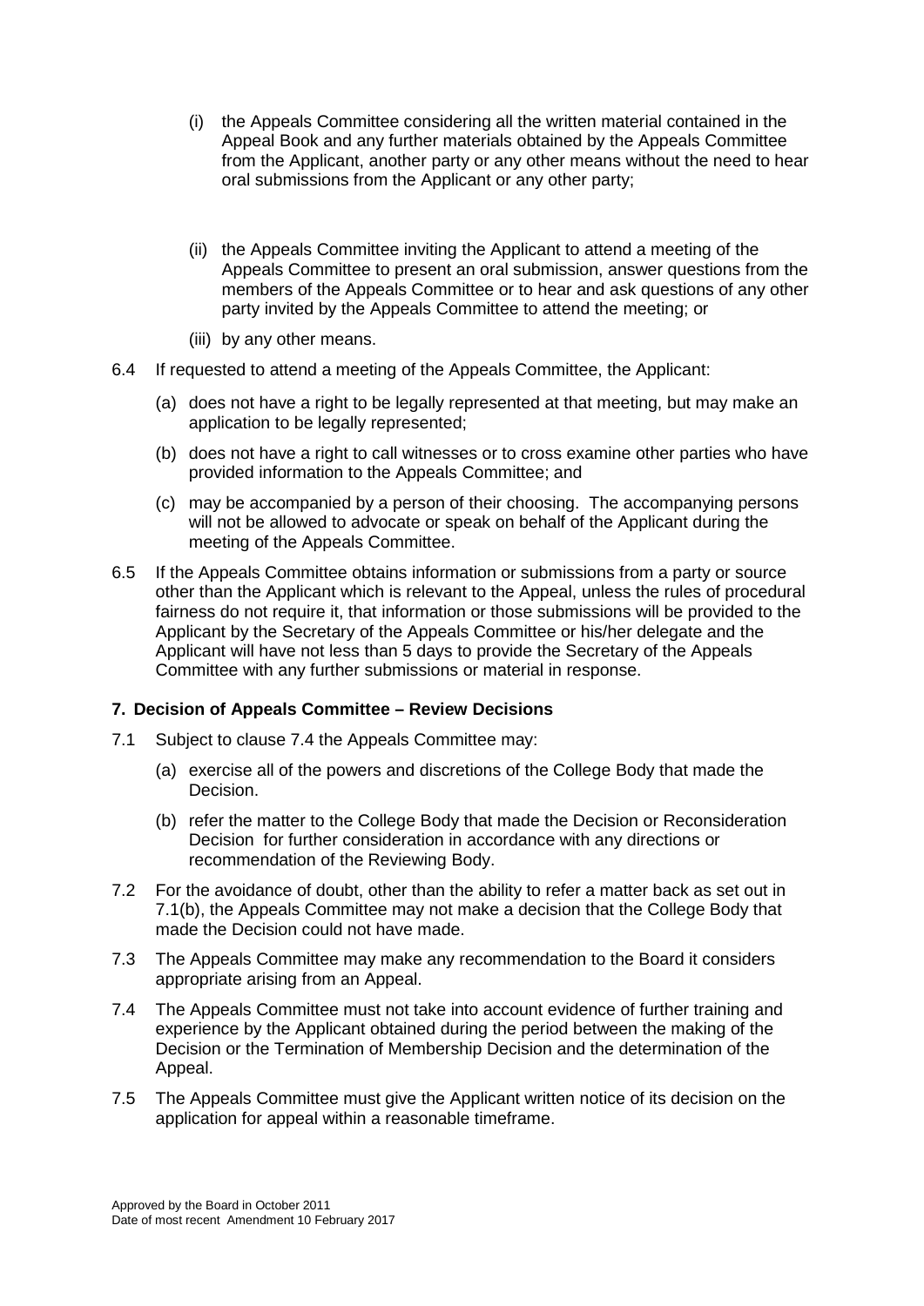(i) the Appeals Committee considering all the written material contained in the Appeal Book and any further materials obtained by the Appeals Committee from the Applicant, another party or any other means without the need to hear oral submissions from the Applicant or any other party;

(ii) the Appeals Committee inviting the Applicant to attend a meeting of the Appeals Committee to present an oral submission, answer questions from the members of the Appeals Committee or to hear and ask questions of any other party invited by the Appeals Committee to attend the meeting; or

(iii) by any other means.

6.4 If requested to attend a meeting of the Appeals Committee, the Applicant:

(a) does not have a right to be legally represented at that meeting, but may make an application to be legally represented;

(b) does not have a right to call witnesses or to cross examine other parties who have provided information to the Appeals Committee; and

(c) may be accompanied by a person of their choosing. The accompanying persons will not be allowed to advocate or speak on behalf of the Applicant during the meeting of the Appeals Committee.

6.5 If the Appeals Committee obtains information or submissions from a party or source other than the Applicant which is relevant to the Appeal, unless the rules of procedural fairness do not require it, that information or those submissions will be provided to the Applicant by the Secretary of the Appeals Committee or his/her delegate and the Applicant will have not less than 5 days to provide the Secretary of the Appeals Committee with any further submissions or material in response.

**7. Decision of Appeals Committee – Review Decisions**

7.1 Subject to clause 7.4 the Appeals Committee may:

(a) exercise all of the powers and discretions of the College Body that made the Decision.

(b) refer the matter to the College Body that made the Decision or Reconsideration Decision for further consideration in accordance with any directions or recommendation of the Reviewing Body.

7.2 For the avoidance of doubt, other than the ability to refer a matter back as set out in 7.1(b), the Appeals Committee may not make a decision that the College Body that made the Decision could not have made.

7.3 The Appeals Committee may make any recommendation to the Board it considers appropriate arising from an Appeal.

7.4 The Appeals Committee must not take into account evidence of further training and experience by the Applicant obtained during the period between the making of the Decision or the Termination of Membership Decision and the determination of the Appeal.

7.5 The Appeals Committee must give the Applicant written notice of its decision on the application for appeal within a reasonable timeframe.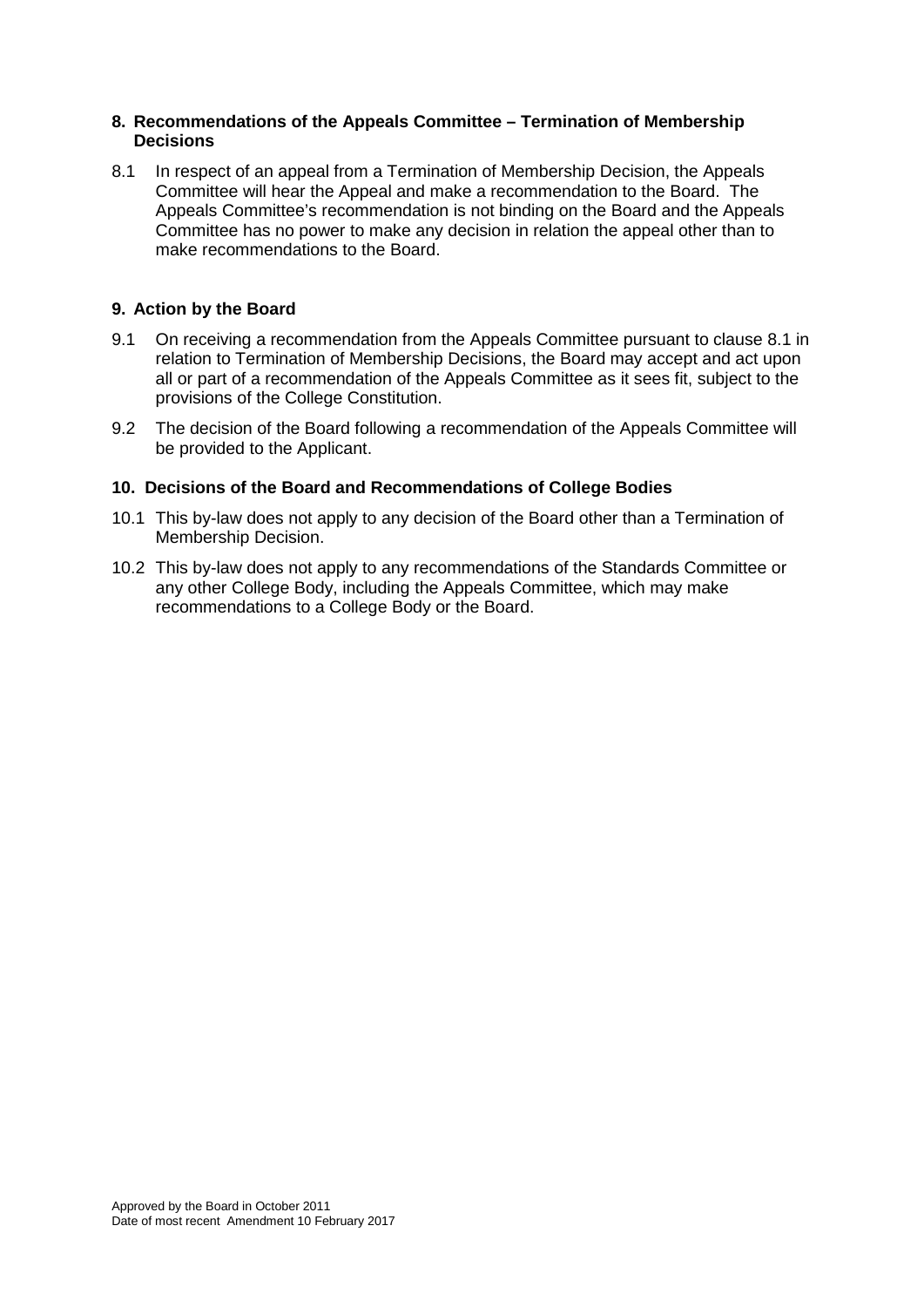## 8. Recommendations of the Appeals Committee – Termination of Membership Decisions

8.1 In respect of an appeal from a Termination of Membership Decision, the Appeals Committee will hear the Appeal and make a recommendation to the Board. The Appeals Committee's recommendation is not binding on the Board and the Appeals Committee has no power to make any decision in relation the appeal other than to make recommendations to the Board.

## 9. Action by the Board

9.1 On receiving a recommendation from the Appeals Committee pursuant to clause 8.1 in relation to Termination of Membership Decisions, the Board may accept and act upon all or part of a recommendation of the Appeals Committee as it sees fit, subject to the provisions of the College Constitution.

9.2 The decision of the Board following a recommendation of the Appeals Committee will be provided to the Applicant.

## 10. Decisions of the Board and Recommendations of College Bodies

10.1 This by-law does not apply to any decision of the Board other than a Termination of Membership Decision.

10.2 This by-law does not apply to any recommendations of the Standards Committee or any other College Body, including the Appeals Committee, which may make recommendations to a College Body or the Board.

Approved by the Board in October 2011
Date of most recent Amendment 10 February 2017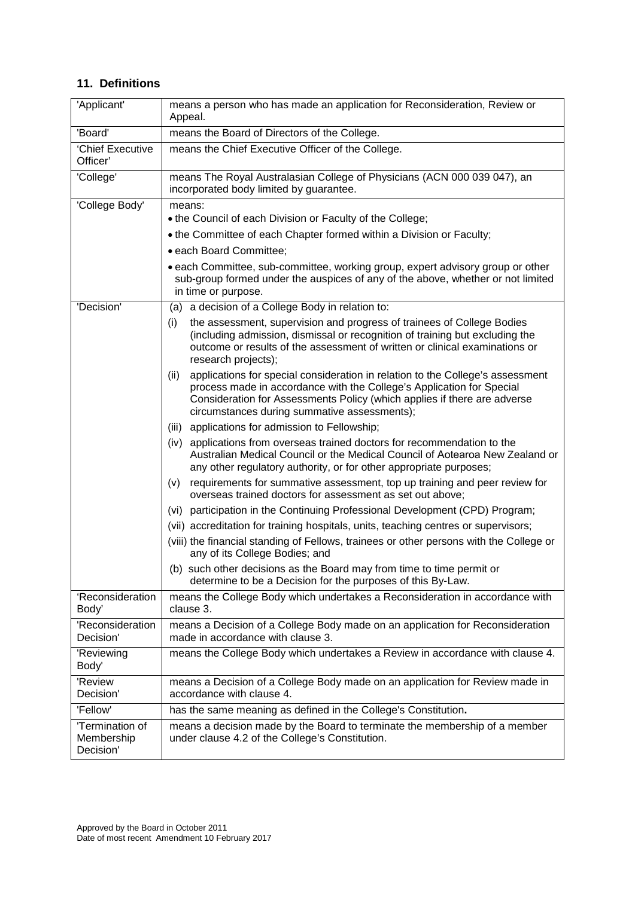## 11. Definitions

| | |
|---|---|
| 'Applicant' | means a person who has made an application for Reconsideration, Review or Appeal. |
| 'Board' | means the Board of Directors of the College. |
| 'Chief Executive Officer' | means the Chief Executive Officer of the College. |
| 'College' | means The Royal Australasian College of Physicians (ACN 000 039 047), an incorporated body limited by guarantee. |
| 'College Body' | means:<br>• the Council of each Division or Faculty of the College;<br>• the Committee of each Chapter formed within a Division or Faculty;<br>• each Board Committee;<br>• each Committee, sub-committee, working group, expert advisory group or other sub-group formed under the auspices of any of the above, whether or not limited in time or purpose. |
| 'Decision' | (a) a decision of a College Body in relation to:<br>(i) the assessment, supervision and progress of trainees of College Bodies (including admission, dismissal or recognition of training but excluding the outcome or results of the assessment of written or clinical examinations or research projects);<br>(ii) applications for special consideration in relation to the College's assessment process made in accordance with the College's Application for Special Consideration for Assessments Policy (which applies if there are adverse circumstances during summative assessments);<br>(iii) applications for admission to Fellowship;<br>(iv) applications from overseas trained doctors for recommendation to the Australian Medical Council or the Medical Council of Aotearoa New Zealand or any other regulatory authority, or for other appropriate purposes;<br>(v) requirements for summative assessment, top up training and peer review for overseas trained doctors for assessment as set out above;<br>(vi) participation in the Continuing Professional Development (CPD) Program;<br>(vii) accreditation for training hospitals, units, teaching centres or supervisors;<br>(viii) the financial standing of Fellows, trainees or other persons with the College or any of its College Bodies; and<br>(b) such other decisions as the Board may from time to time permit or determine to be a Decision for the purposes of this By-Law. |
| 'Reconsideration Body' | means the College Body which undertakes a Reconsideration in accordance with clause 3. |
| 'Reconsideration Decision' | means a Decision of a College Body made on an application for Reconsideration made in accordance with clause 3. |
| 'Reviewing Body' | means the College Body which undertakes a Review in accordance with clause 4. |
| 'Review Decision' | means a Decision of a College Body made on an application for Review made in accordance with clause 4. |
| 'Fellow' | has the same meaning as defined in the College's Constitution**.** |
| 'Termination of Membership Decision' | means a decision made by the Board to terminate the membership of a member under clause 4.2 of the College's Constitution. |

Approved by the Board in October 2011
Date of most recent Amendment 10 February 2017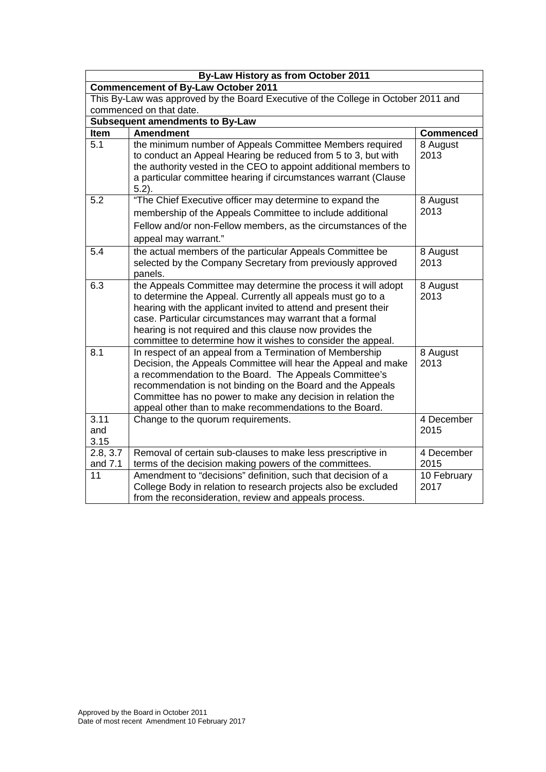| By-Law History as from October 2011 | | |
|---|---|---|
| **Commencement of By-Law October 2011** | | |
| This By-Law was approved by the Board Executive of the College in October 2011 and commenced on that date. | | |
| **Subsequent amendments to By-Law** | | |
| **Item** | **Amendment** | **Commenced** |
| 5.1 | the minimum number of Appeals Committee Members required to conduct an Appeal Hearing be reduced from 5 to 3, but with the authority vested in the CEO to appoint additional members to a particular committee hearing if circumstances warrant (Clause 5.2). | 8 August 2013 |
| 5.2 | "The Chief Executive officer may determine to expand the membership of the Appeals Committee to include additional Fellow and/or non-Fellow members, as the circumstances of the appeal may warrant." | 8 August 2013 |
| 5.4 | the actual members of the particular Appeals Committee be selected by the Company Secretary from previously approved panels. | 8 August 2013 |
| 6.3 | the Appeals Committee may determine the process it will adopt to determine the Appeal. Currently all appeals must go to a hearing with the applicant invited to attend and present their case. Particular circumstances may warrant that a formal hearing is not required and this clause now provides the committee to determine how it wishes to consider the appeal. | 8 August 2013 |
| 8.1 | In respect of an appeal from a Termination of Membership Decision, the Appeals Committee will hear the Appeal and make a recommendation to the Board. The Appeals Committee's recommendation is not binding on the Board and the Appeals Committee has no power to make any decision in relation the appeal other than to make recommendations to the Board. | 8 August 2013 |
| 3.11 and 3.15 | Change to the quorum requirements. | 4 December 2015 |
| 2.8, 3.7 and 7.1 | Removal of certain sub-clauses to make less prescriptive in terms of the decision making powers of the committees. | 4 December 2015 |
| 11 | Amendment to "decisions" definition, such that decision of a College Body in relation to research projects also be excluded from the reconsideration, review and appeals process. | 10 February 2017 |

Approved by the Board in October 2011
Date of most recent Amendment 10 February 2017